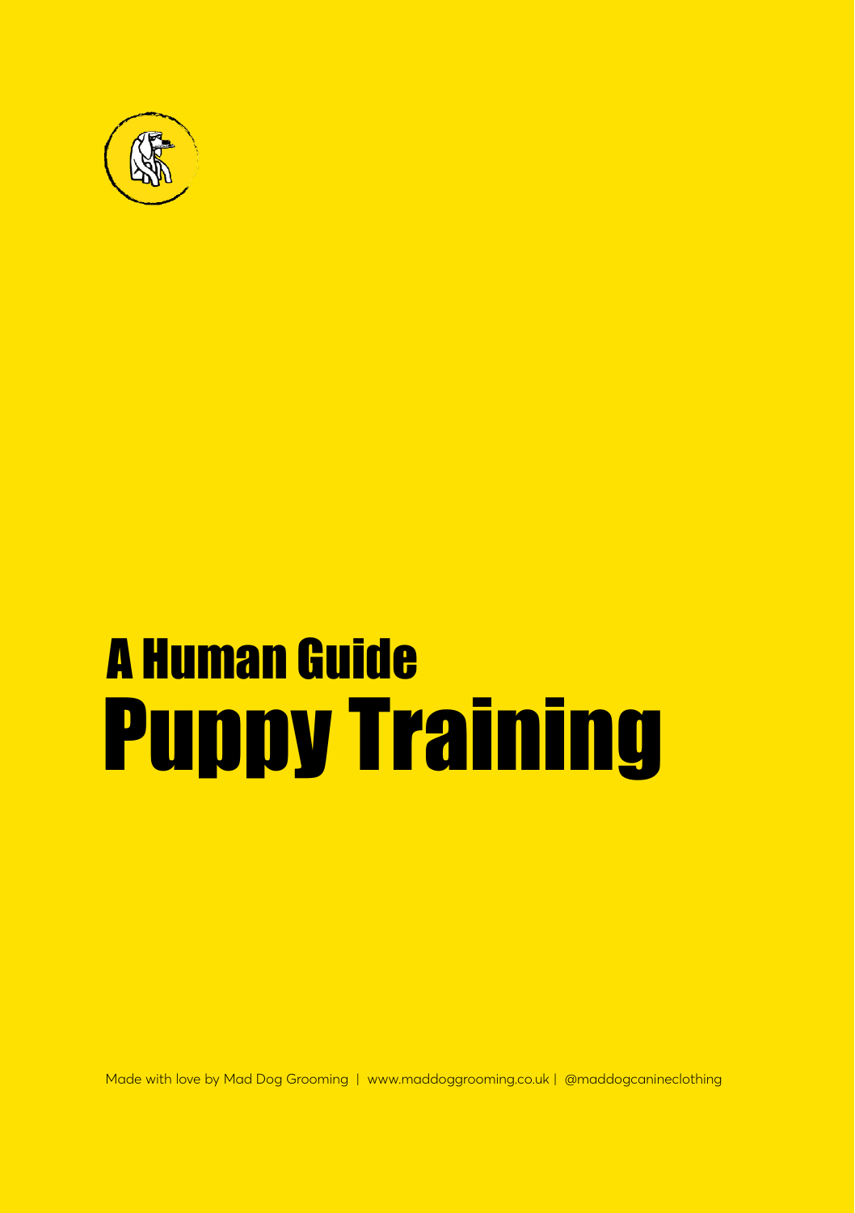# A Human Guide
# Puppy Training

Made with love by Mad Dog Grooming | www.maddoggrooming.co.uk | @maddogcanineclothing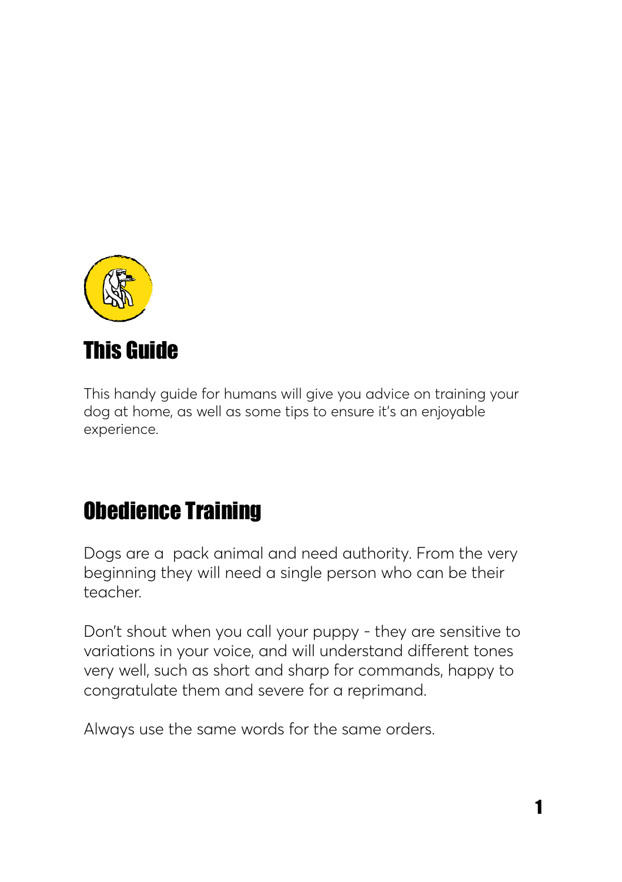## This Guide

This handy guide for humans will give you advice on training your dog at home, as well as some tips to ensure it's an enjoyable experience.

## Obedience Training

Dogs are a  pack animal and need authority. From the very beginning they will need a single person who can be their teacher.

Don't shout when you call your puppy - they are sensitive to variations in your voice, and will understand different tones very well, such as short and sharp for commands, happy to congratulate them and severe for a reprimand.

Always use the same words for the same orders.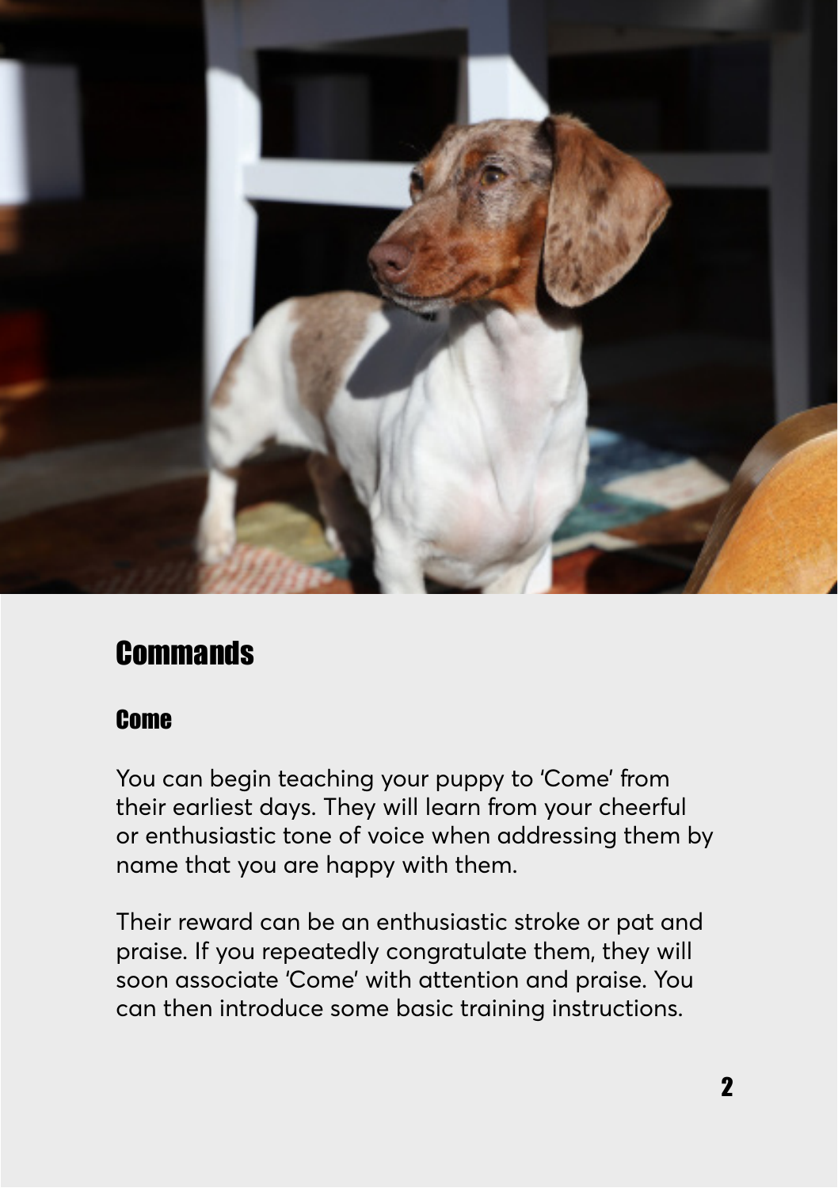## Commands

### Come

You can begin teaching your puppy to 'Come' from their earliest days. They will learn from your cheerful or enthusiastic tone of voice when addressing them by name that you are happy with them.

Their reward can be an enthusiastic stroke or pat and praise. If you repeatedly congratulate them, they will soon associate 'Come' with attention and praise. You can then introduce some basic training instructions.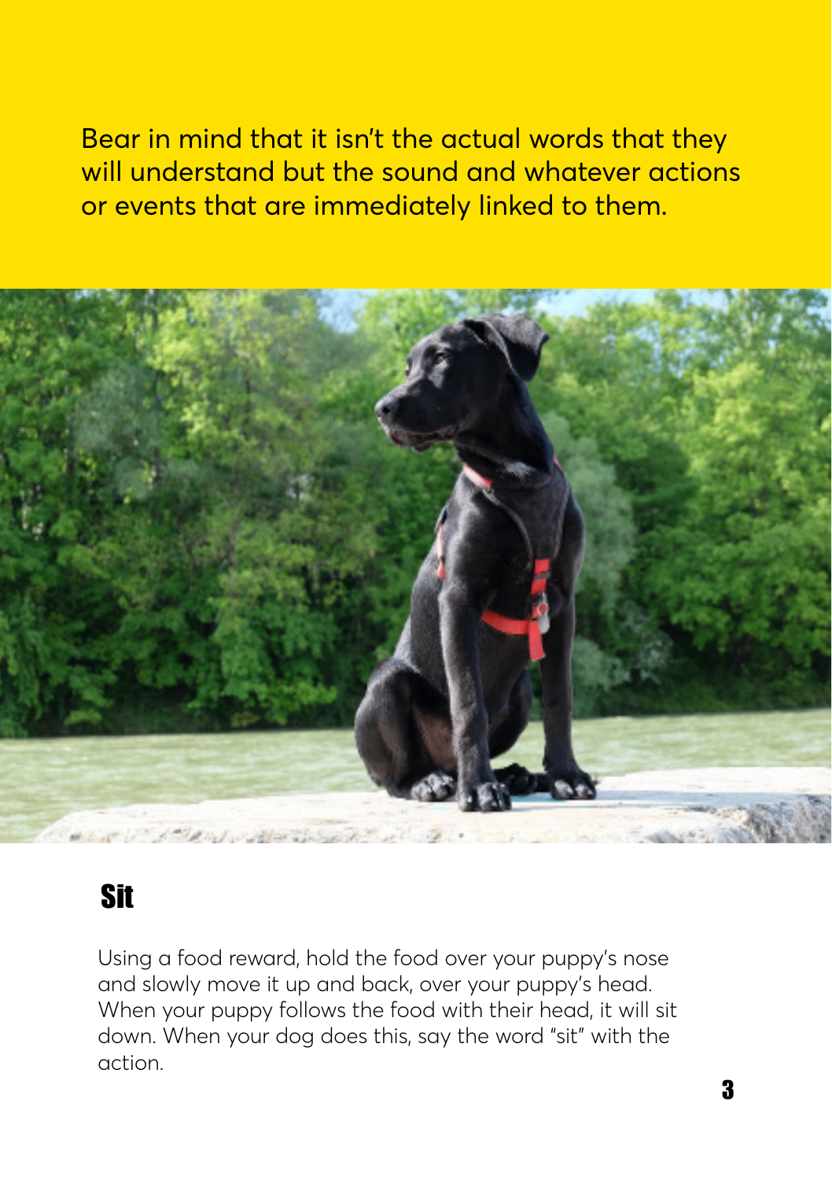Bear in mind that it isn't the actual words that they will understand but the sound and whatever actions or events that are immediately linked to them.

## Sit

Using a food reward, hold the food over your puppy's nose and slowly move it up and back, over your puppy's head. When your puppy follows the food with their head, it will sit down. When your dog does this, say the word "sit" with the action.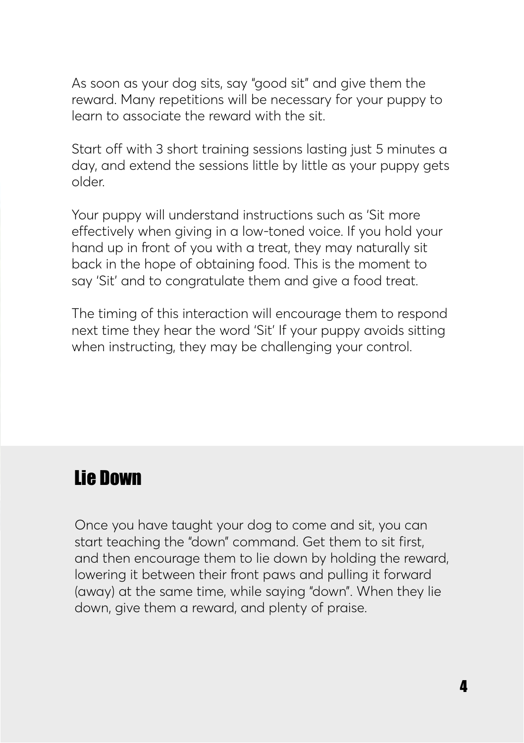As soon as your dog sits, say "good sit" and give them the reward. Many repetitions will be necessary for your puppy to learn to associate the reward with the sit.

Start off with 3 short training sessions lasting just 5 minutes a day, and extend the sessions little by little as your puppy gets older.

Your puppy will understand instructions such as 'Sit more effectively when giving in a low-toned voice. If you hold your hand up in front of you with a treat, they may naturally sit back in the hope of obtaining food. This is the moment to say 'Sit' and to congratulate them and give a food treat.

The timing of this interaction will encourage them to respond next time they hear the word 'Sit' If your puppy avoids sitting when instructing, they may be challenging your control.

## Lie Down

Once you have taught your dog to come and sit, you can start teaching the "down" command. Get them to sit first, and then encourage them to lie down by holding the reward, lowering it between their front paws and pulling it forward (away) at the same time, while saying "down". When they lie down, give them a reward, and plenty of praise.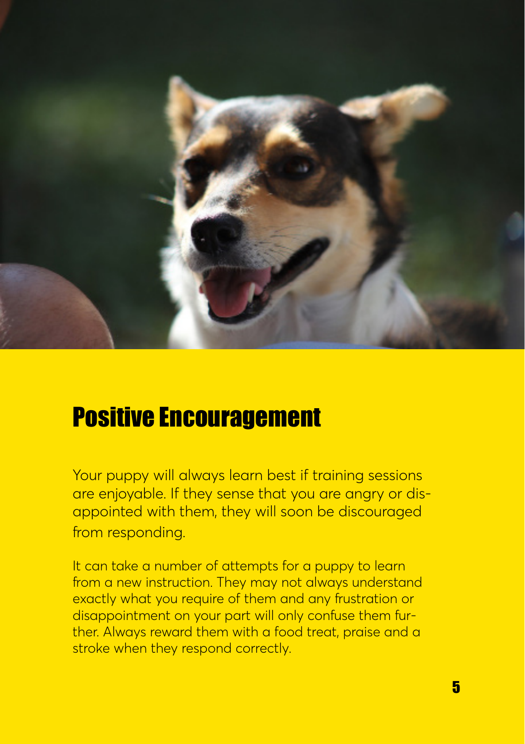# Positive Encouragement

Your puppy will always learn best if training sessions are enjoyable. If they sense that you are angry or disappointed with them, they will soon be discouraged from responding.

It can take a number of attempts for a puppy to learn from a new instruction. They may not always understand exactly what you require of them and any frustration or disappointment on your part will only confuse them further. Always reward them with a food treat, praise and a stroke when they respond correctly.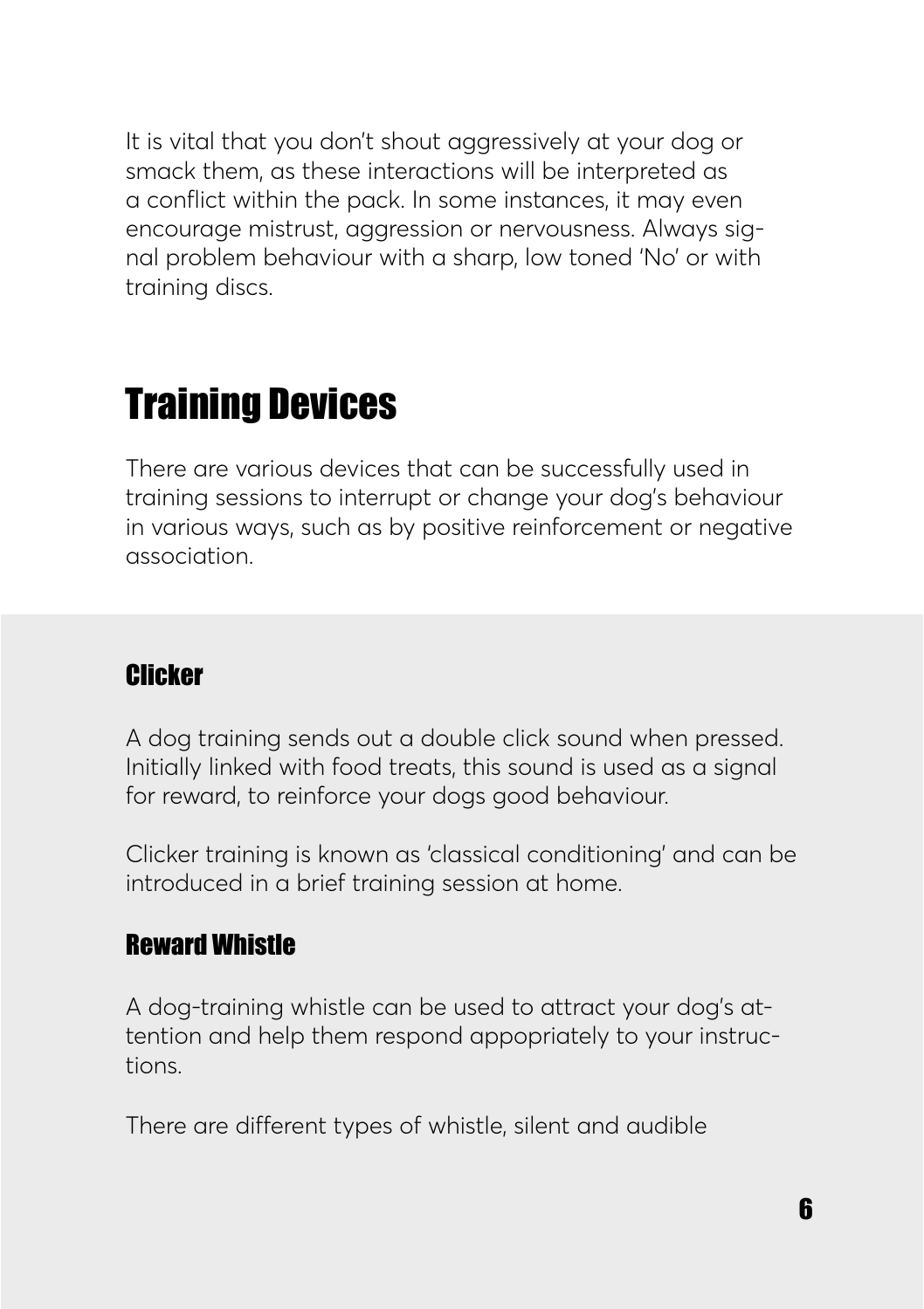It is vital that you don't shout aggressively at your dog or smack them, as these interactions will be interpreted as a conflict within the pack. In some instances, it may even encourage mistrust, aggression or nervousness. Always signal problem behaviour with a sharp, low toned 'No' or with training discs.

## Training Devices

There are various devices that can be successfully used in training sessions to interrupt or change your dog's behaviour in various ways, such as by positive reinforcement or negative association.

### Clicker

A dog training sends out a double click sound when pressed. Initially linked with food treats, this sound is used as a signal for reward, to reinforce your dogs good behaviour.

Clicker training is known as 'classical conditioning' and can be introduced in a brief training session at home.

### Reward Whistle

A dog-training whistle can be used to attract your dog's attention and help them respond appopriately to your instructions.

There are different types of whistle, silent and audible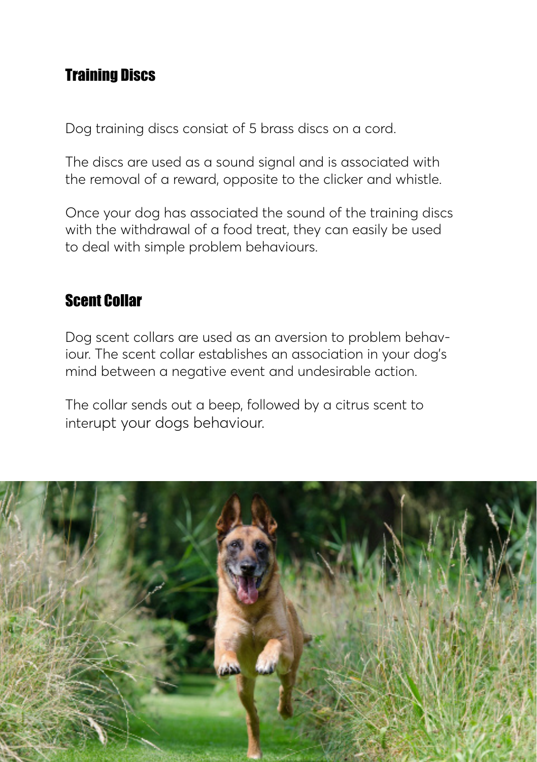## Training Discs

Dog training discs consiat of 5 brass discs on a cord.

The discs are used as a sound signal and is associated with the removal of a reward, opposite to the clicker and whistle.

Once your dog has associated the sound of the training discs with the withdrawal of a food treat, they can easily be used to deal with simple problem behaviours.

## Scent Collar

Dog scent collars are used as an aversion to problem behaviour. The scent collar establishes an association in your dog's mind between a negative event and undesirable action.

The collar sends out a beep, followed by a citrus scent to interupt your dogs behaviour.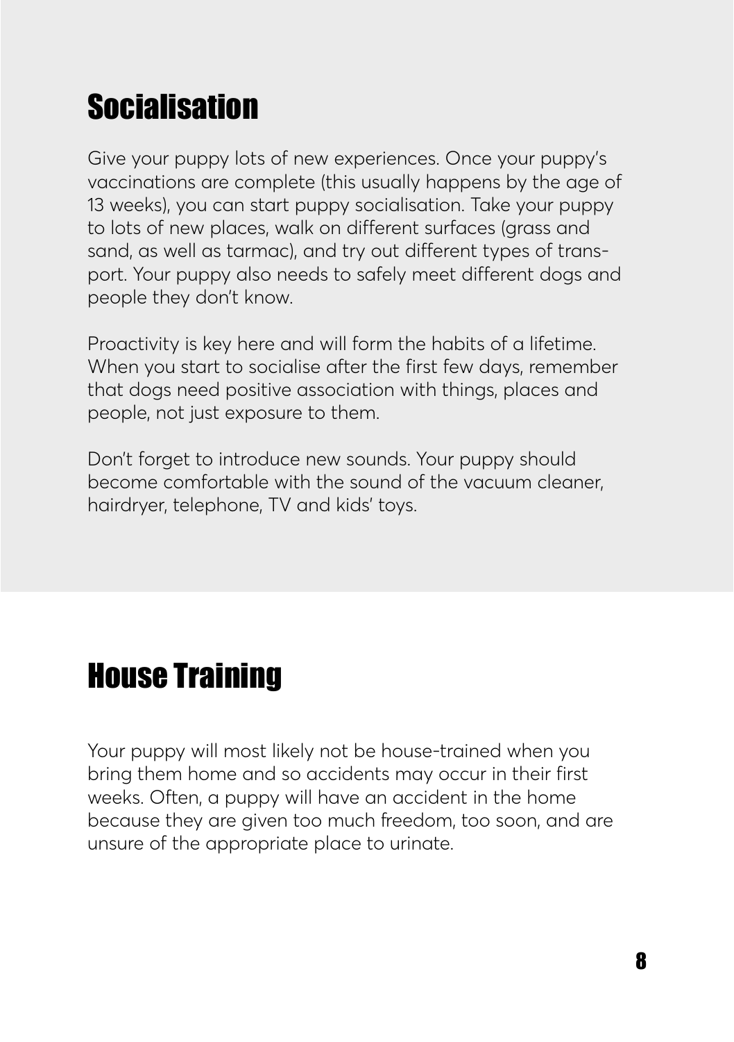## Socialisation

Give your puppy lots of new experiences. Once your puppy's vaccinations are complete (this usually happens by the age of 13 weeks), you can start puppy socialisation. Take your puppy to lots of new places, walk on different surfaces (grass and sand, as well as tarmac), and try out different types of transport. Your puppy also needs to safely meet different dogs and people they don't know.

Proactivity is key here and will form the habits of a lifetime. When you start to socialise after the first few days, remember that dogs need positive association with things, places and people, not just exposure to them.

Don't forget to introduce new sounds. Your puppy should become comfortable with the sound of the vacuum cleaner, hairdryer, telephone, TV and kids' toys.

## House Training

Your puppy will most likely not be house-trained when you bring them home and so accidents may occur in their first weeks. Often, a puppy will have an accident in the home because they are given too much freedom, too soon, and are unsure of the appropriate place to urinate.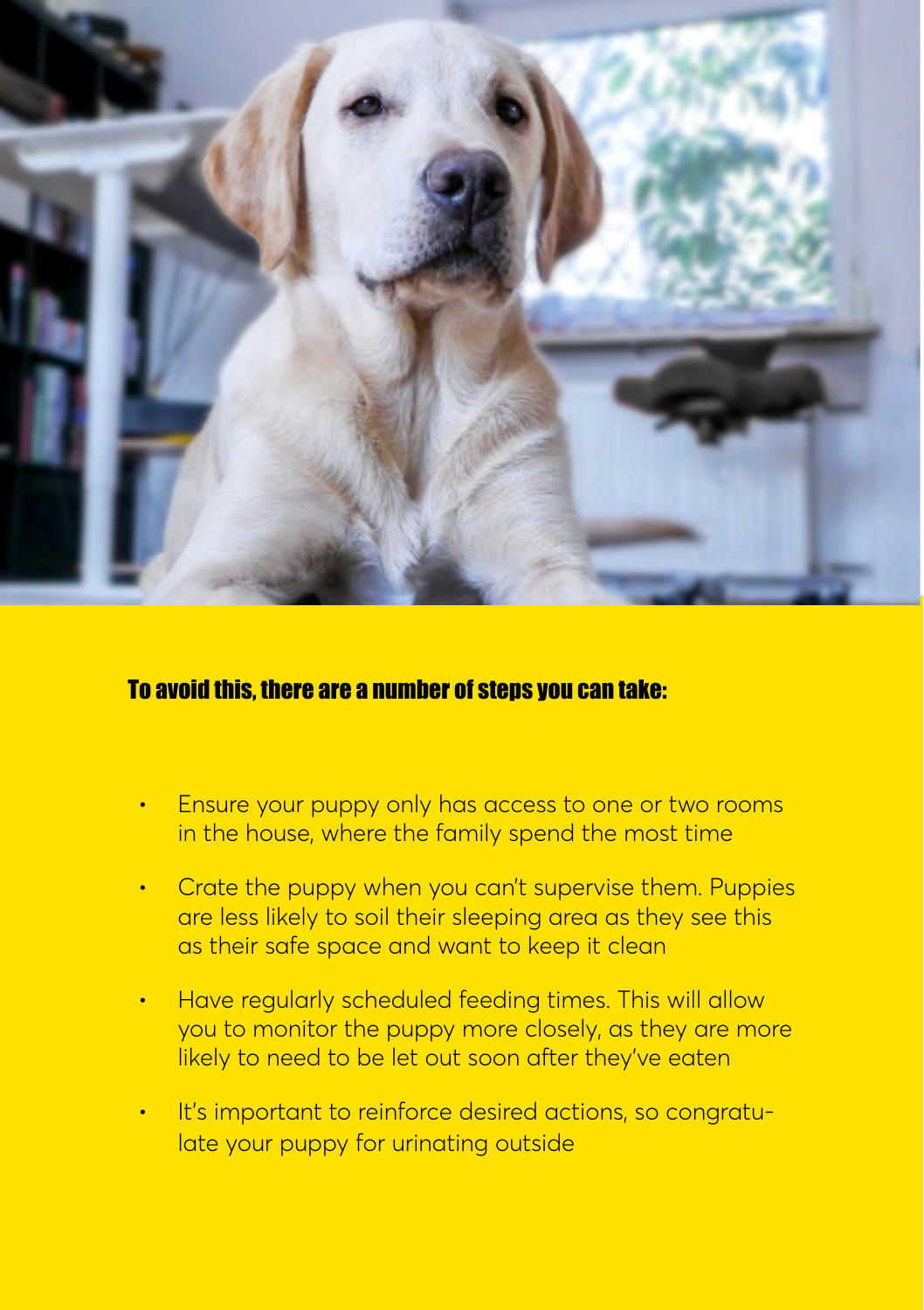## To avoid this, there are a number of steps you can take:

- Ensure your puppy only has access to one or two rooms in the house, where the family spend the most time
- Crate the puppy when you can't supervise them. Puppies are less likely to soil their sleeping area as they see this as their safe space and want to keep it clean
- Have regularly scheduled feeding times. This will allow you to monitor the puppy more closely, as they are more likely to need to be let out soon after they've eaten
- It's important to reinforce desired actions, so congratulate your puppy for urinating outside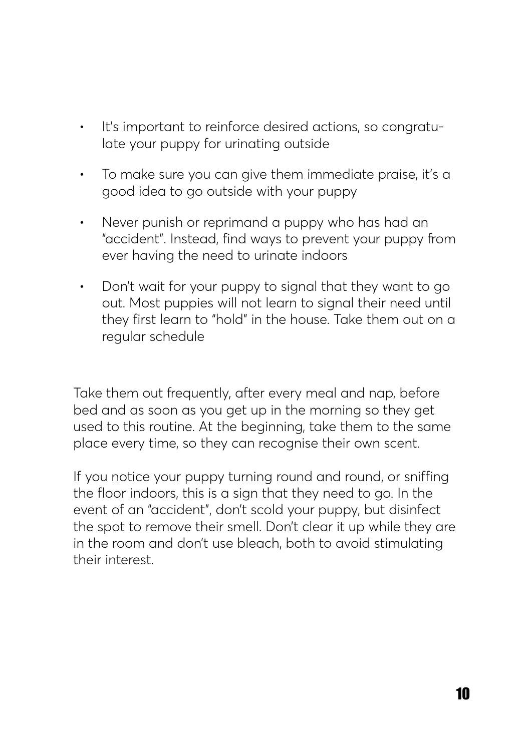- It's important to reinforce desired actions, so congratulate your puppy for urinating outside
- To make sure you can give them immediate praise, it's a good idea to go outside with your puppy
- Never punish or reprimand a puppy who has had an "accident". Instead, find ways to prevent your puppy from ever having the need to urinate indoors
- Don't wait for your puppy to signal that they want to go out. Most puppies will not learn to signal their need until they first learn to "hold" in the house. Take them out on a regular schedule

Take them out frequently, after every meal and nap, before bed and as soon as you get up in the morning so they get used to this routine. At the beginning, take them to the same place every time, so they can recognise their own scent.

If you notice your puppy turning round and round, or sniffing the floor indoors, this is a sign that they need to go. In the event of an "accident", don't scold your puppy, but disinfect the spot to remove their smell. Don't clear it up while they are in the room and don't use bleach, both to avoid stimulating their interest.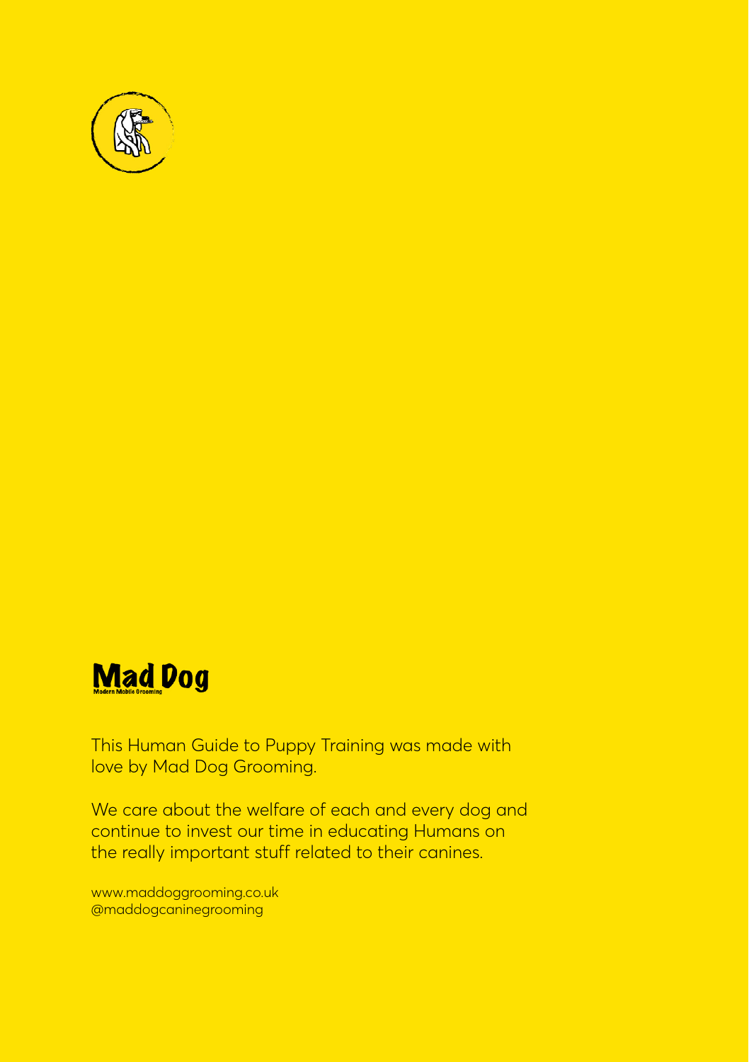Mad Dog

Modern Mobile Grooming

This Human Guide to Puppy Training was made with love by Mad Dog Grooming.

We care about the welfare of each and every dog and continue to invest our time in educating Humans on the really important stuff related to their canines.

www.maddoggrooming.co.uk
@maddogcaninegrooming